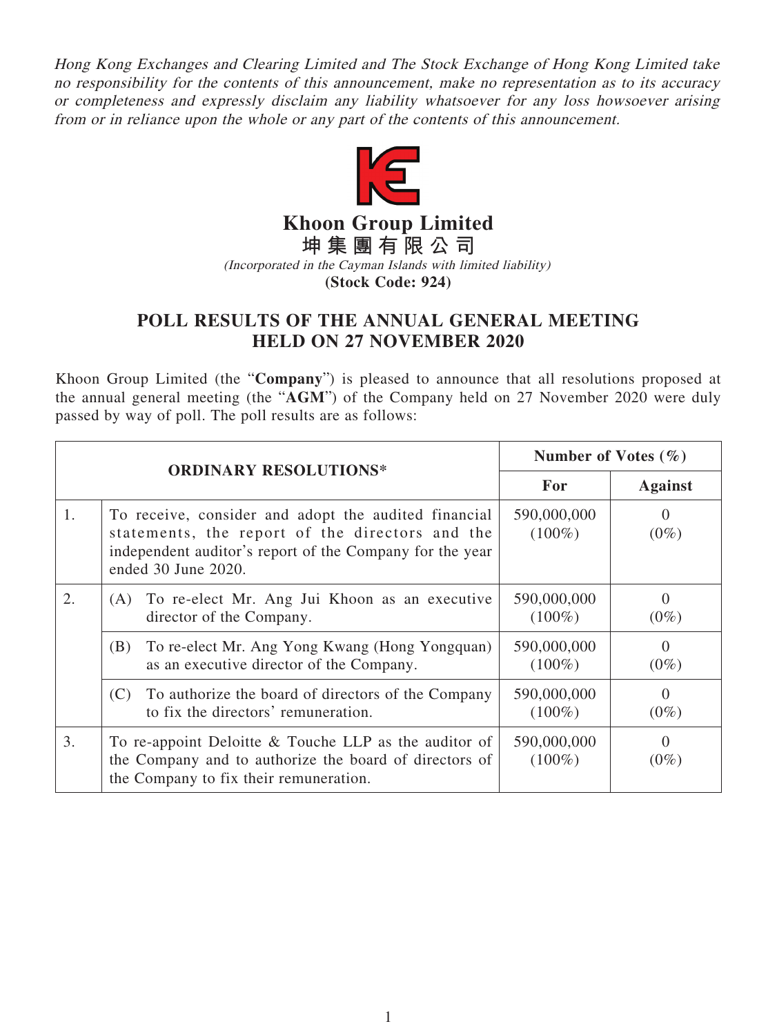*Hong Kong Exchanges and Clearing Limited and The Stock Exchange of Hong Kong Limited take no responsibility for the contents of this announcement, make no representation as to its accuracy or completeness and expressly disclaim any liability whatsoever for any loss howsoever arising from or in reliance upon the whole or any part of the contents of this announcement.*

# Khoon Group Limited
# 坤集團有限公司

*(Incorporated in the Cayman Islands with limited liability)*

**(Stock Code: 924)**

## POLL RESULTS OF THE ANNUAL GENERAL MEETING HELD ON 27 NOVEMBER 2020

Khoon Group Limited (the "**Company**") is pleased to announce that all resolutions proposed at the annual general meeting (the "**AGM**") of the Company held on 27 November 2020 were duly passed by way of poll. The poll results are as follows:

| ORDINARY RESOLUTIONS* | | Number of Votes (%) | |
|---|---|---|---|
| | | **For** | **Against** |
| 1. | To receive, consider and adopt the audited financial statements, the report of the directors and the independent auditor's report of the Company for the year ended 30 June 2020. | 590,000,000 (100%) | 0 (0%) |
| 2. | (A) To re-elect Mr. Ang Jui Khoon as an executive director of the Company. | 590,000,000 (100%) | 0 (0%) |
| | (B) To re-elect Mr. Ang Yong Kwang (Hong Yongquan) as an executive director of the Company. | 590,000,000 (100%) | 0 (0%) |
| | (C) To authorize the board of directors of the Company to fix the directors' remuneration. | 590,000,000 (100%) | 0 (0%) |
| 3. | To re-appoint Deloitte & Touche LLP as the auditor of the Company and to authorize the board of directors of the Company to fix their remuneration. | 590,000,000 (100%) | 0 (0%) |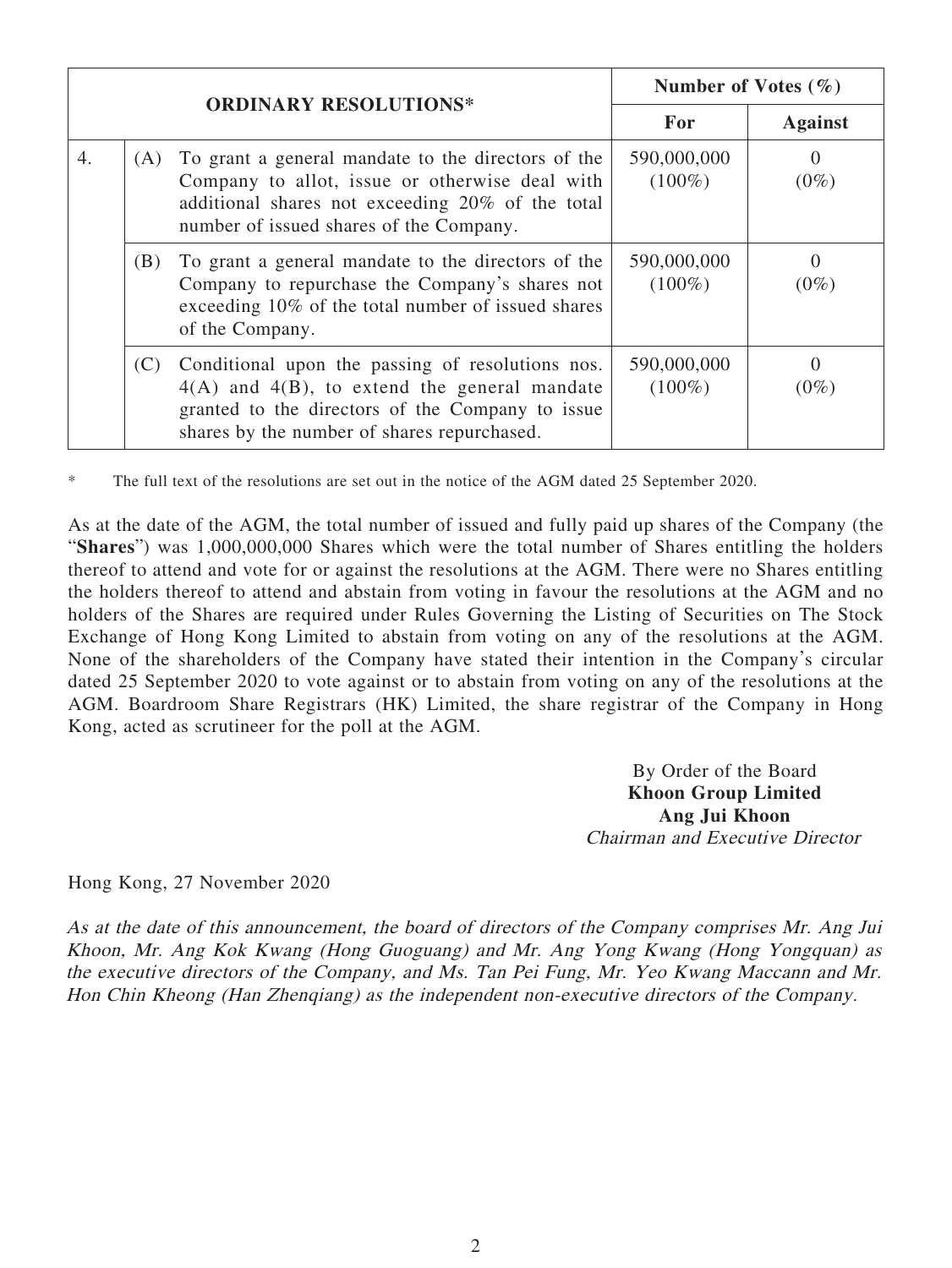| ORDINARY RESOLUTIONS* | | Number of Votes (%) | |
|---|---|---|---|
| | | For | Against |
| 4. | (A) To grant a general mandate to the directors of the Company to allot, issue or otherwise deal with additional shares not exceeding 20% of the total number of issued shares of the Company. | 590,000,000 (100%) | 0 (0%) |
| | (B) To grant a general mandate to the directors of the Company to repurchase the Company's shares not exceeding 10% of the total number of issued shares of the Company. | 590,000,000 (100%) | 0 (0%) |
| | (C) Conditional upon the passing of resolutions nos. 4(A) and 4(B), to extend the general mandate granted to the directors of the Company to issue shares by the number of shares repurchased. | 590,000,000 (100%) | 0 (0%) |

\* The full text of the resolutions are set out in the notice of the AGM dated 25 September 2020.

As at the date of the AGM, the total number of issued and fully paid up shares of the Company (the "**Shares**") was 1,000,000,000 Shares which were the total number of Shares entitling the holders thereof to attend and vote for or against the resolutions at the AGM. There were no Shares entitling the holders thereof to attend and abstain from voting in favour the resolutions at the AGM and no holders of the Shares are required under Rules Governing the Listing of Securities on The Stock Exchange of Hong Kong Limited to abstain from voting on any of the resolutions at the AGM. None of the shareholders of the Company have stated their intention in the Company's circular dated 25 September 2020 to vote against or to abstain from voting on any of the resolutions at the AGM. Boardroom Share Registrars (HK) Limited, the share registrar of the Company in Hong Kong, acted as scrutineer for the poll at the AGM.

By Order of the Board
**Khoon Group Limited**
**Ang Jui Khoon**
*Chairman and Executive Director*

Hong Kong, 27 November 2020

*As at the date of this announcement, the board of directors of the Company comprises Mr. Ang Jui Khoon, Mr. Ang Kok Kwang (Hong Guoguang) and Mr. Ang Yong Kwang (Hong Yongquan) as the executive directors of the Company, and Ms. Tan Pei Fung, Mr. Yeo Kwang Maccann and Mr. Hon Chin Kheong (Han Zhenqiang) as the independent non-executive directors of the Company.*